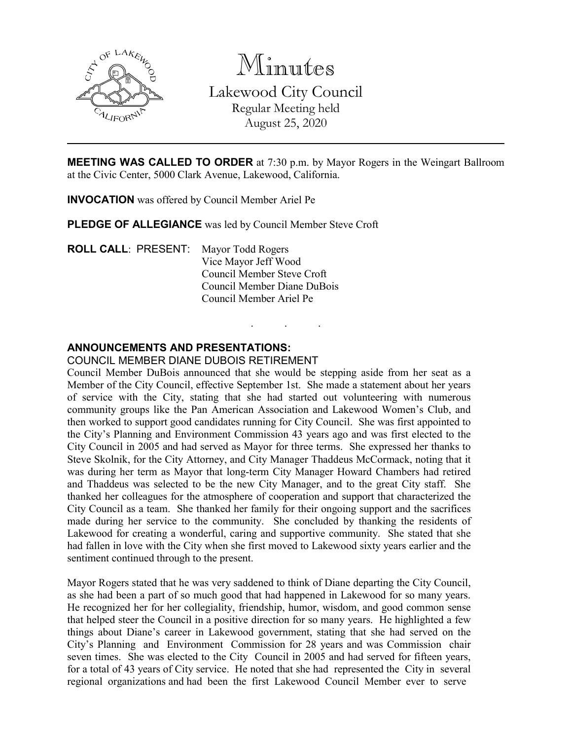# Minutes

## Lakewood City Council

Regular Meeting held
August 25, 2020

---

**MEETING WAS CALLED TO ORDER** at 7:30 p.m. by Mayor Rogers in the Weingart Ballroom at the Civic Center, 5000 Clark Avenue, Lakewood, California.

**INVOCATION** was offered by Council Member Ariel Pe

**PLEDGE OF ALLEGIANCE** was led by Council Member Steve Croft

**ROLL CALL**: PRESENT: Mayor Todd Rogers
Vice Mayor Jeff Wood
Council Member Steve Croft
Council Member Diane DuBois
Council Member Ariel Pe

. . .

**ANNOUNCEMENTS AND PRESENTATIONS:**

COUNCIL MEMBER DIANE DUBOIS RETIREMENT

Council Member DuBois announced that she would be stepping aside from her seat as a Member of the City Council, effective September 1st. She made a statement about her years of service with the City, stating that she had started out volunteering with numerous community groups like the Pan American Association and Lakewood Women's Club, and then worked to support good candidates running for City Council. She was first appointed to the City's Planning and Environment Commission 43 years ago and was first elected to the City Council in 2005 and had served as Mayor for three terms. She expressed her thanks to Steve Skolnik, for the City Attorney, and City Manager Thaddeus McCormack, noting that it was during her term as Mayor that long-term City Manager Howard Chambers had retired and Thaddeus was selected to be the new City Manager, and to the great City staff. She thanked her colleagues for the atmosphere of cooperation and support that characterized the City Council as a team. She thanked her family for their ongoing support and the sacrifices made during her service to the community. She concluded by thanking the residents of Lakewood for creating a wonderful, caring and supportive community. She stated that she had fallen in love with the City when she first moved to Lakewood sixty years earlier and the sentiment continued through to the present.

Mayor Rogers stated that he was very saddened to think of Diane departing the City Council, as she had been a part of so much good that had happened in Lakewood for so many years. He recognized her for her collegiality, friendship, humor, wisdom, and good common sense that helped steer the Council in a positive direction for so many years. He highlighted a few things about Diane's career in Lakewood government, stating that she had served on the City's Planning and Environment Commission for 28 years and was Commission chair seven times. She was elected to the City Council in 2005 and had served for fifteen years, for a total of 43 years of City service. He noted that she had represented the City in several regional organizations and had been the first Lakewood Council Member ever to serve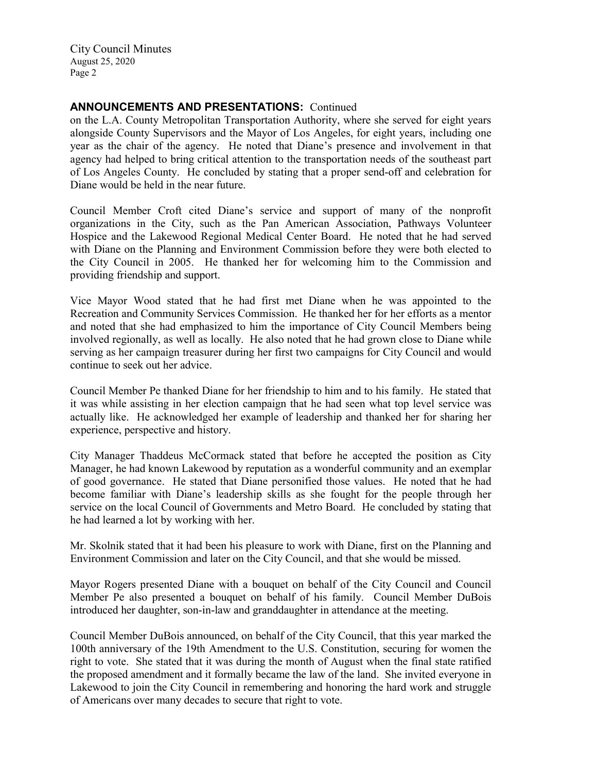## ANNOUNCEMENTS AND PRESENTATIONS: Continued

on the L.A. County Metropolitan Transportation Authority, where she served for eight years alongside County Supervisors and the Mayor of Los Angeles, for eight years, including one year as the chair of the agency. He noted that Diane's presence and involvement in that agency had helped to bring critical attention to the transportation needs of the southeast part of Los Angeles County. He concluded by stating that a proper send-off and celebration for Diane would be held in the near future.

Council Member Croft cited Diane's service and support of many of the nonprofit organizations in the City, such as the Pan American Association, Pathways Volunteer Hospice and the Lakewood Regional Medical Center Board. He noted that he had served with Diane on the Planning and Environment Commission before they were both elected to the City Council in 2005. He thanked her for welcoming him to the Commission and providing friendship and support.

Vice Mayor Wood stated that he had first met Diane when he was appointed to the Recreation and Community Services Commission. He thanked her for her efforts as a mentor and noted that she had emphasized to him the importance of City Council Members being involved regionally, as well as locally. He also noted that he had grown close to Diane while serving as her campaign treasurer during her first two campaigns for City Council and would continue to seek out her advice.

Council Member Pe thanked Diane for her friendship to him and to his family. He stated that it was while assisting in her election campaign that he had seen what top level service was actually like. He acknowledged her example of leadership and thanked her for sharing her experience, perspective and history.

City Manager Thaddeus McCormack stated that before he accepted the position as City Manager, he had known Lakewood by reputation as a wonderful community and an exemplar of good governance. He stated that Diane personified those values. He noted that he had become familiar with Diane's leadership skills as she fought for the people through her service on the local Council of Governments and Metro Board. He concluded by stating that he had learned a lot by working with her.

Mr. Skolnik stated that it had been his pleasure to work with Diane, first on the Planning and Environment Commission and later on the City Council, and that she would be missed.

Mayor Rogers presented Diane with a bouquet on behalf of the City Council and Council Member Pe also presented a bouquet on behalf of his family. Council Member DuBois introduced her daughter, son-in-law and granddaughter in attendance at the meeting.

Council Member DuBois announced, on behalf of the City Council, that this year marked the 100th anniversary of the 19th Amendment to the U.S. Constitution, securing for women the right to vote. She stated that it was during the month of August when the final state ratified the proposed amendment and it formally became the law of the land. She invited everyone in Lakewood to join the City Council in remembering and honoring the hard work and struggle of Americans over many decades to secure that right to vote.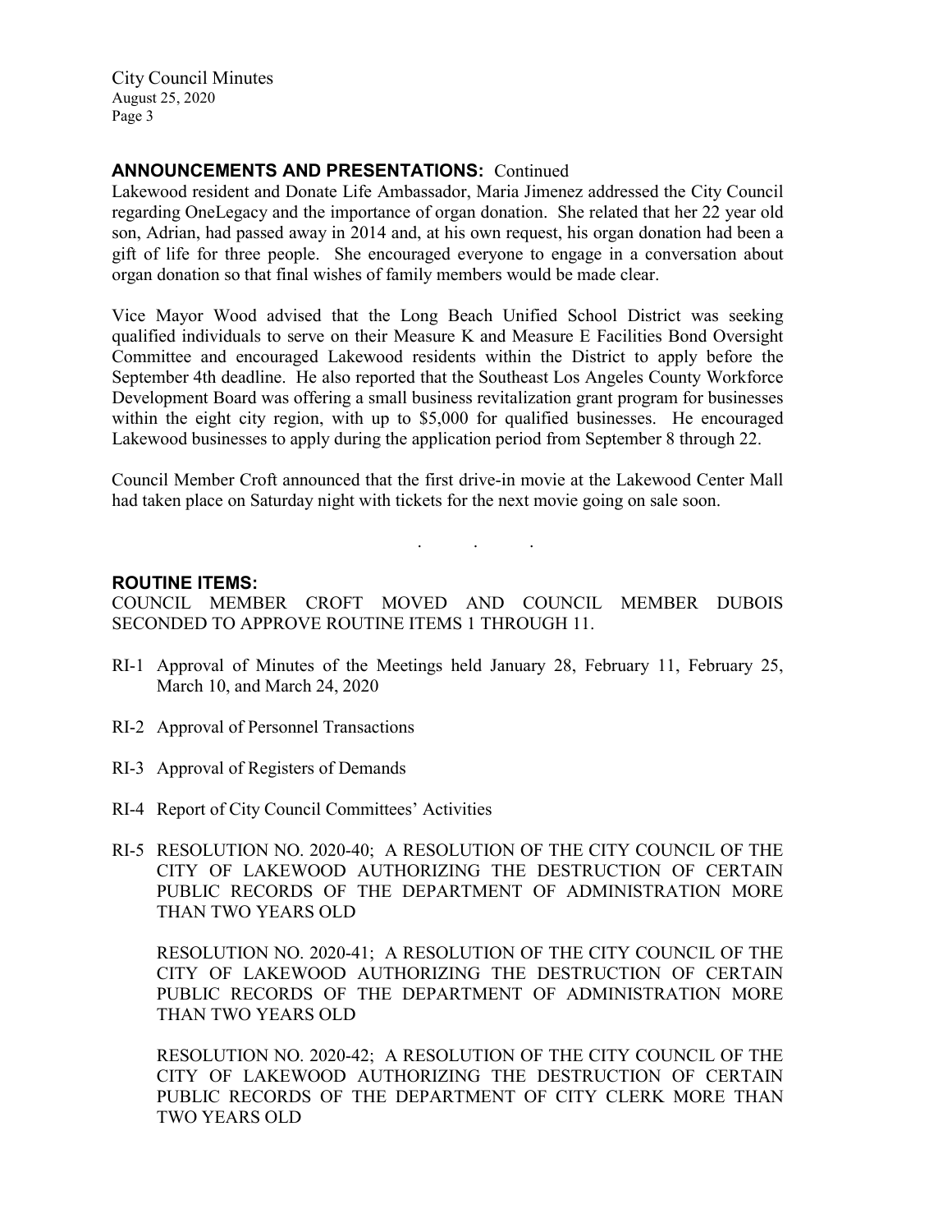## ANNOUNCEMENTS AND PRESENTATIONS: Continued

Lakewood resident and Donate Life Ambassador, Maria Jimenez addressed the City Council regarding OneLegacy and the importance of organ donation. She related that her 22 year old son, Adrian, had passed away in 2014 and, at his own request, his organ donation had been a gift of life for three people. She encouraged everyone to engage in a conversation about organ donation so that final wishes of family members would be made clear.

Vice Mayor Wood advised that the Long Beach Unified School District was seeking qualified individuals to serve on their Measure K and Measure E Facilities Bond Oversight Committee and encouraged Lakewood residents within the District to apply before the September 4th deadline. He also reported that the Southeast Los Angeles County Workforce Development Board was offering a small business revitalization grant program for businesses within the eight city region, with up to $5,000 for qualified businesses. He encouraged Lakewood businesses to apply during the application period from September 8 through 22.

Council Member Croft announced that the first drive-in movie at the Lakewood Center Mall had taken place on Saturday night with tickets for the next movie going on sale soon.

. . .

## ROUTINE ITEMS:

COUNCIL MEMBER CROFT MOVED AND COUNCIL MEMBER DUBOIS SECONDED TO APPROVE ROUTINE ITEMS 1 THROUGH 11.

RI-1 Approval of Minutes of the Meetings held January 28, February 11, February 25, March 10, and March 24, 2020

RI-2 Approval of Personnel Transactions

RI-3 Approval of Registers of Demands

RI-4 Report of City Council Committees' Activities

RI-5 RESOLUTION NO. 2020-40; A RESOLUTION OF THE CITY COUNCIL OF THE CITY OF LAKEWOOD AUTHORIZING THE DESTRUCTION OF CERTAIN PUBLIC RECORDS OF THE DEPARTMENT OF ADMINISTRATION MORE THAN TWO YEARS OLD

RESOLUTION NO. 2020-41; A RESOLUTION OF THE CITY COUNCIL OF THE CITY OF LAKEWOOD AUTHORIZING THE DESTRUCTION OF CERTAIN PUBLIC RECORDS OF THE DEPARTMENT OF ADMINISTRATION MORE THAN TWO YEARS OLD

RESOLUTION NO. 2020-42; A RESOLUTION OF THE CITY COUNCIL OF THE CITY OF LAKEWOOD AUTHORIZING THE DESTRUCTION OF CERTAIN PUBLIC RECORDS OF THE DEPARTMENT OF CITY CLERK MORE THAN TWO YEARS OLD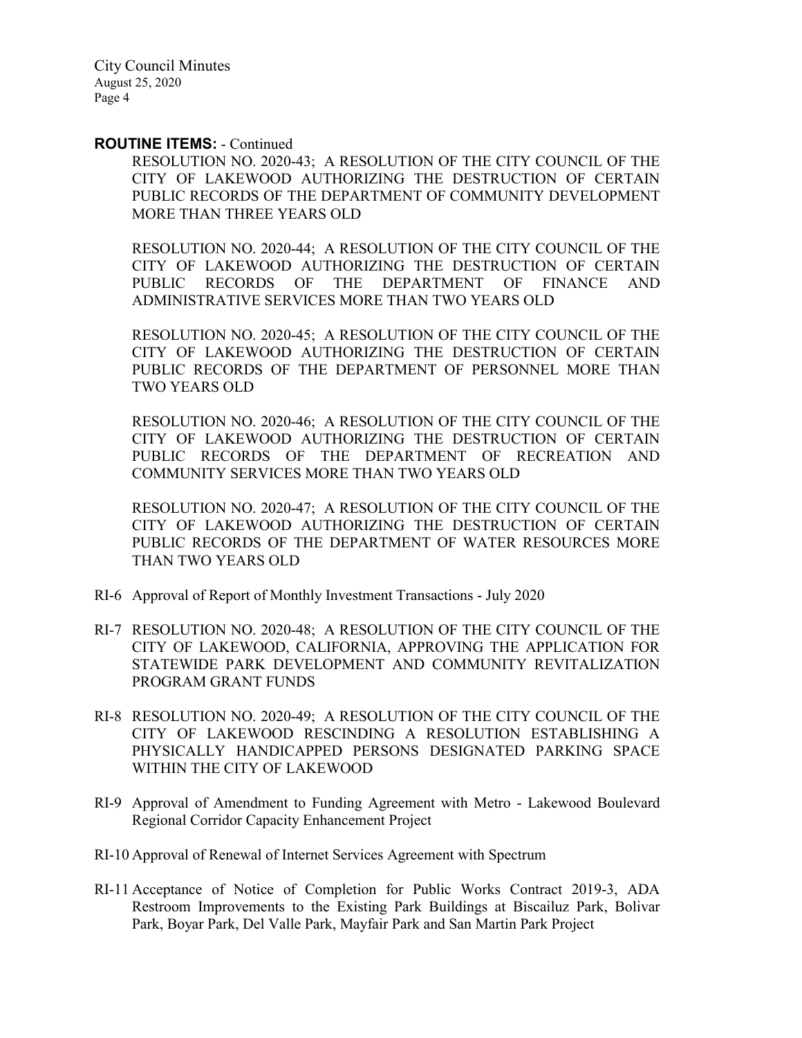**ROUTINE ITEMS:** - Continued

RESOLUTION NO. 2020-43; A RESOLUTION OF THE CITY COUNCIL OF THE CITY OF LAKEWOOD AUTHORIZING THE DESTRUCTION OF CERTAIN PUBLIC RECORDS OF THE DEPARTMENT OF COMMUNITY DEVELOPMENT MORE THAN THREE YEARS OLD

RESOLUTION NO. 2020-44; A RESOLUTION OF THE CITY COUNCIL OF THE CITY OF LAKEWOOD AUTHORIZING THE DESTRUCTION OF CERTAIN PUBLIC RECORDS OF THE DEPARTMENT OF FINANCE AND ADMINISTRATIVE SERVICES MORE THAN TWO YEARS OLD

RESOLUTION NO. 2020-45; A RESOLUTION OF THE CITY COUNCIL OF THE CITY OF LAKEWOOD AUTHORIZING THE DESTRUCTION OF CERTAIN PUBLIC RECORDS OF THE DEPARTMENT OF PERSONNEL MORE THAN TWO YEARS OLD

RESOLUTION NO. 2020-46; A RESOLUTION OF THE CITY COUNCIL OF THE CITY OF LAKEWOOD AUTHORIZING THE DESTRUCTION OF CERTAIN PUBLIC RECORDS OF THE DEPARTMENT OF RECREATION AND COMMUNITY SERVICES MORE THAN TWO YEARS OLD

RESOLUTION NO. 2020-47; A RESOLUTION OF THE CITY COUNCIL OF THE CITY OF LAKEWOOD AUTHORIZING THE DESTRUCTION OF CERTAIN PUBLIC RECORDS OF THE DEPARTMENT OF WATER RESOURCES MORE THAN TWO YEARS OLD

RI-6 Approval of Report of Monthly Investment Transactions - July 2020

RI-7 RESOLUTION NO. 2020-48; A RESOLUTION OF THE CITY COUNCIL OF THE CITY OF LAKEWOOD, CALIFORNIA, APPROVING THE APPLICATION FOR STATEWIDE PARK DEVELOPMENT AND COMMUNITY REVITALIZATION PROGRAM GRANT FUNDS

RI-8 RESOLUTION NO. 2020-49; A RESOLUTION OF THE CITY COUNCIL OF THE CITY OF LAKEWOOD RESCINDING A RESOLUTION ESTABLISHING A PHYSICALLY HANDICAPPED PERSONS DESIGNATED PARKING SPACE WITHIN THE CITY OF LAKEWOOD

RI-9 Approval of Amendment to Funding Agreement with Metro - Lakewood Boulevard Regional Corridor Capacity Enhancement Project

RI-10 Approval of Renewal of Internet Services Agreement with Spectrum

RI-11 Acceptance of Notice of Completion for Public Works Contract 2019-3, ADA Restroom Improvements to the Existing Park Buildings at Biscailuz Park, Bolivar Park, Boyar Park, Del Valle Park, Mayfair Park and San Martin Park Project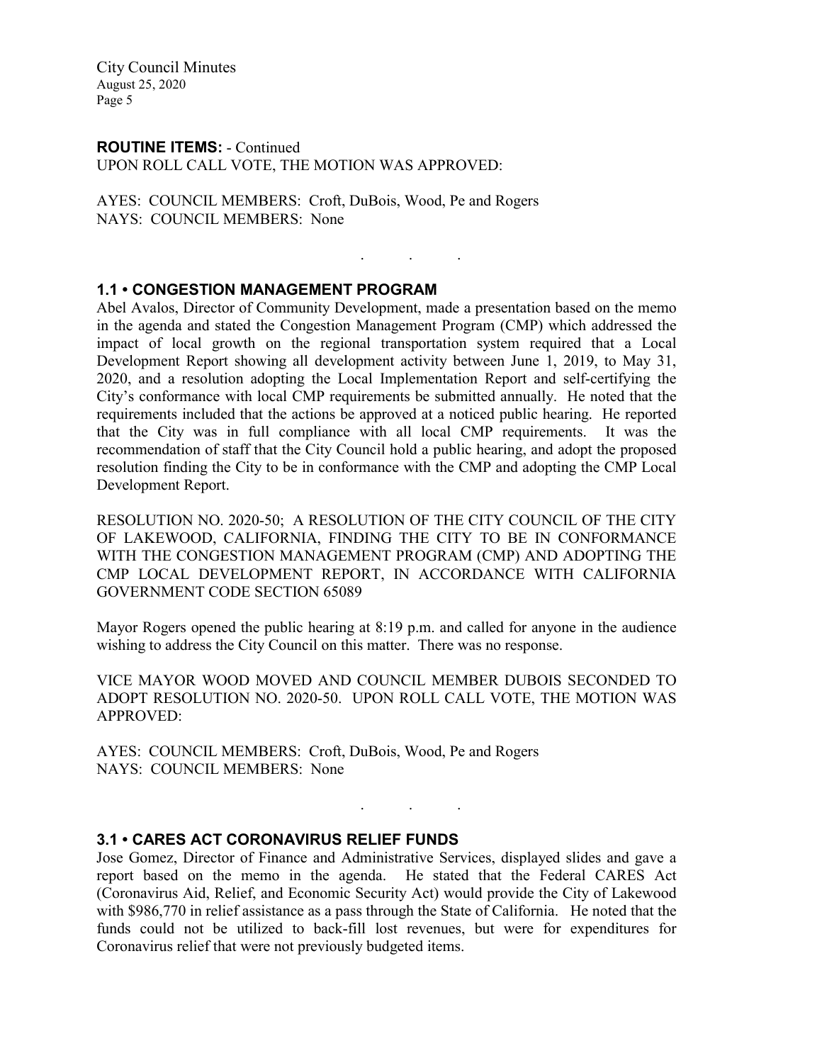**ROUTINE ITEMS:** - Continued

UPON ROLL CALL VOTE, THE MOTION WAS APPROVED:

AYES: COUNCIL MEMBERS: Croft, DuBois, Wood, Pe and Rogers
NAYS: COUNCIL MEMBERS: None

. . .

### 1.1 • CONGESTION MANAGEMENT PROGRAM

Abel Avalos, Director of Community Development, made a presentation based on the memo in the agenda and stated the Congestion Management Program (CMP) which addressed the impact of local growth on the regional transportation system required that a Local Development Report showing all development activity between June 1, 2019, to May 31, 2020, and a resolution adopting the Local Implementation Report and self-certifying the City's conformance with local CMP requirements be submitted annually. He noted that the requirements included that the actions be approved at a noticed public hearing. He reported that the City was in full compliance with all local CMP requirements. It was the recommendation of staff that the City Council hold a public hearing, and adopt the proposed resolution finding the City to be in conformance with the CMP and adopting the CMP Local Development Report.

RESOLUTION NO. 2020-50; A RESOLUTION OF THE CITY COUNCIL OF THE CITY OF LAKEWOOD, CALIFORNIA, FINDING THE CITY TO BE IN CONFORMANCE WITH THE CONGESTION MANAGEMENT PROGRAM (CMP) AND ADOPTING THE CMP LOCAL DEVELOPMENT REPORT, IN ACCORDANCE WITH CALIFORNIA GOVERNMENT CODE SECTION 65089

Mayor Rogers opened the public hearing at 8:19 p.m. and called for anyone in the audience wishing to address the City Council on this matter. There was no response.

VICE MAYOR WOOD MOVED AND COUNCIL MEMBER DUBOIS SECONDED TO ADOPT RESOLUTION NO. 2020-50. UPON ROLL CALL VOTE, THE MOTION WAS APPROVED:

AYES: COUNCIL MEMBERS: Croft, DuBois, Wood, Pe and Rogers
NAYS: COUNCIL MEMBERS: None

. . .

### 3.1 • CARES ACT CORONAVIRUS RELIEF FUNDS

Jose Gomez, Director of Finance and Administrative Services, displayed slides and gave a report based on the memo in the agenda. He stated that the Federal CARES Act (Coronavirus Aid, Relief, and Economic Security Act) would provide the City of Lakewood with $986,770 in relief assistance as a pass through the State of California. He noted that the funds could not be utilized to back-fill lost revenues, but were for expenditures for Coronavirus relief that were not previously budgeted items.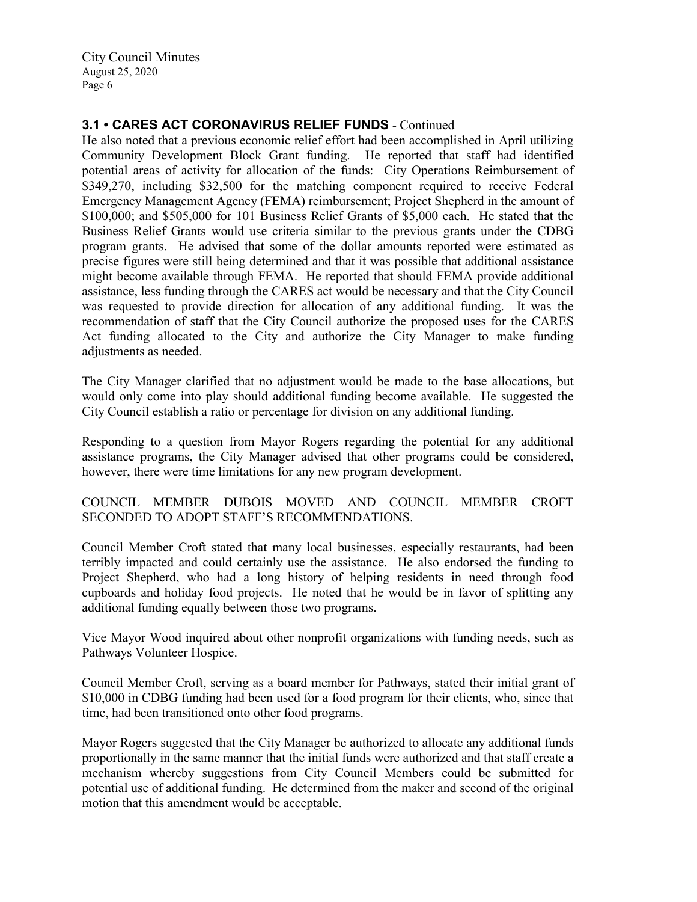### 3.1 • CARES ACT CORONAVIRUS RELIEF FUNDS - Continued

He also noted that a previous economic relief effort had been accomplished in April utilizing Community Development Block Grant funding. He reported that staff had identified potential areas of activity for allocation of the funds: City Operations Reimbursement of $349,270, including $32,500 for the matching component required to receive Federal Emergency Management Agency (FEMA) reimbursement; Project Shepherd in the amount of $100,000; and $505,000 for 101 Business Relief Grants of $5,000 each. He stated that the Business Relief Grants would use criteria similar to the previous grants under the CDBG program grants. He advised that some of the dollar amounts reported were estimated as precise figures were still being determined and that it was possible that additional assistance might become available through FEMA. He reported that should FEMA provide additional assistance, less funding through the CARES act would be necessary and that the City Council was requested to provide direction for allocation of any additional funding. It was the recommendation of staff that the City Council authorize the proposed uses for the CARES Act funding allocated to the City and authorize the City Manager to make funding adjustments as needed.

The City Manager clarified that no adjustment would be made to the base allocations, but would only come into play should additional funding become available. He suggested the City Council establish a ratio or percentage for division on any additional funding.

Responding to a question from Mayor Rogers regarding the potential for any additional assistance programs, the City Manager advised that other programs could be considered, however, there were time limitations for any new program development.

COUNCIL MEMBER DUBOIS MOVED AND COUNCIL MEMBER CROFT SECONDED TO ADOPT STAFF'S RECOMMENDATIONS.

Council Member Croft stated that many local businesses, especially restaurants, had been terribly impacted and could certainly use the assistance. He also endorsed the funding to Project Shepherd, who had a long history of helping residents in need through food cupboards and holiday food projects. He noted that he would be in favor of splitting any additional funding equally between those two programs.

Vice Mayor Wood inquired about other nonprofit organizations with funding needs, such as Pathways Volunteer Hospice.

Council Member Croft, serving as a board member for Pathways, stated their initial grant of $10,000 in CDBG funding had been used for a food program for their clients, who, since that time, had been transitioned onto other food programs.

Mayor Rogers suggested that the City Manager be authorized to allocate any additional funds proportionally in the same manner that the initial funds were authorized and that staff create a mechanism whereby suggestions from City Council Members could be submitted for potential use of additional funding. He determined from the maker and second of the original motion that this amendment would be acceptable.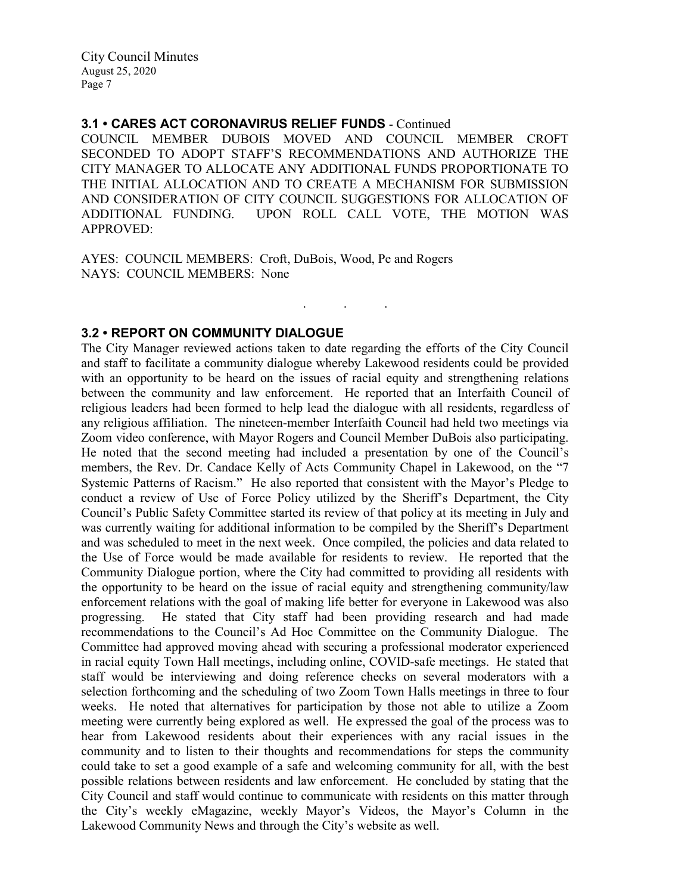### 3.1 • CARES ACT CORONAVIRUS RELIEF FUNDS - Continued

COUNCIL MEMBER DUBOIS MOVED AND COUNCIL MEMBER CROFT SECONDED TO ADOPT STAFF'S RECOMMENDATIONS AND AUTHORIZE THE CITY MANAGER TO ALLOCATE ANY ADDITIONAL FUNDS PROPORTIONATE TO THE INITIAL ALLOCATION AND TO CREATE A MECHANISM FOR SUBMISSION AND CONSIDERATION OF CITY COUNCIL SUGGESTIONS FOR ALLOCATION OF ADDITIONAL FUNDING. UPON ROLL CALL VOTE, THE MOTION WAS APPROVED:

AYES: COUNCIL MEMBERS: Croft, DuBois, Wood, Pe and Rogers
NAYS: COUNCIL MEMBERS: None

. . .

### 3.2 • REPORT ON COMMUNITY DIALOGUE

The City Manager reviewed actions taken to date regarding the efforts of the City Council and staff to facilitate a community dialogue whereby Lakewood residents could be provided with an opportunity to be heard on the issues of racial equity and strengthening relations between the community and law enforcement. He reported that an Interfaith Council of religious leaders had been formed to help lead the dialogue with all residents, regardless of any religious affiliation. The nineteen-member Interfaith Council had held two meetings via Zoom video conference, with Mayor Rogers and Council Member DuBois also participating. He noted that the second meeting had included a presentation by one of the Council's members, the Rev. Dr. Candace Kelly of Acts Community Chapel in Lakewood, on the "7 Systemic Patterns of Racism." He also reported that consistent with the Mayor's Pledge to conduct a review of Use of Force Policy utilized by the Sheriff's Department, the City Council's Public Safety Committee started its review of that policy at its meeting in July and was currently waiting for additional information to be compiled by the Sheriff's Department and was scheduled to meet in the next week. Once compiled, the policies and data related to the Use of Force would be made available for residents to review. He reported that the Community Dialogue portion, where the City had committed to providing all residents with the opportunity to be heard on the issue of racial equity and strengthening community/law enforcement relations with the goal of making life better for everyone in Lakewood was also progressing. He stated that City staff had been providing research and had made recommendations to the Council's Ad Hoc Committee on the Community Dialogue. The Committee had approved moving ahead with securing a professional moderator experienced in racial equity Town Hall meetings, including online, COVID-safe meetings. He stated that staff would be interviewing and doing reference checks on several moderators with a selection forthcoming and the scheduling of two Zoom Town Halls meetings in three to four weeks. He noted that alternatives for participation by those not able to utilize a Zoom meeting were currently being explored as well. He expressed the goal of the process was to hear from Lakewood residents about their experiences with any racial issues in the community and to listen to their thoughts and recommendations for steps the community could take to set a good example of a safe and welcoming community for all, with the best possible relations between residents and law enforcement. He concluded by stating that the City Council and staff would continue to communicate with residents on this matter through the City's weekly eMagazine, weekly Mayor's Videos, the Mayor's Column in the Lakewood Community News and through the City's website as well.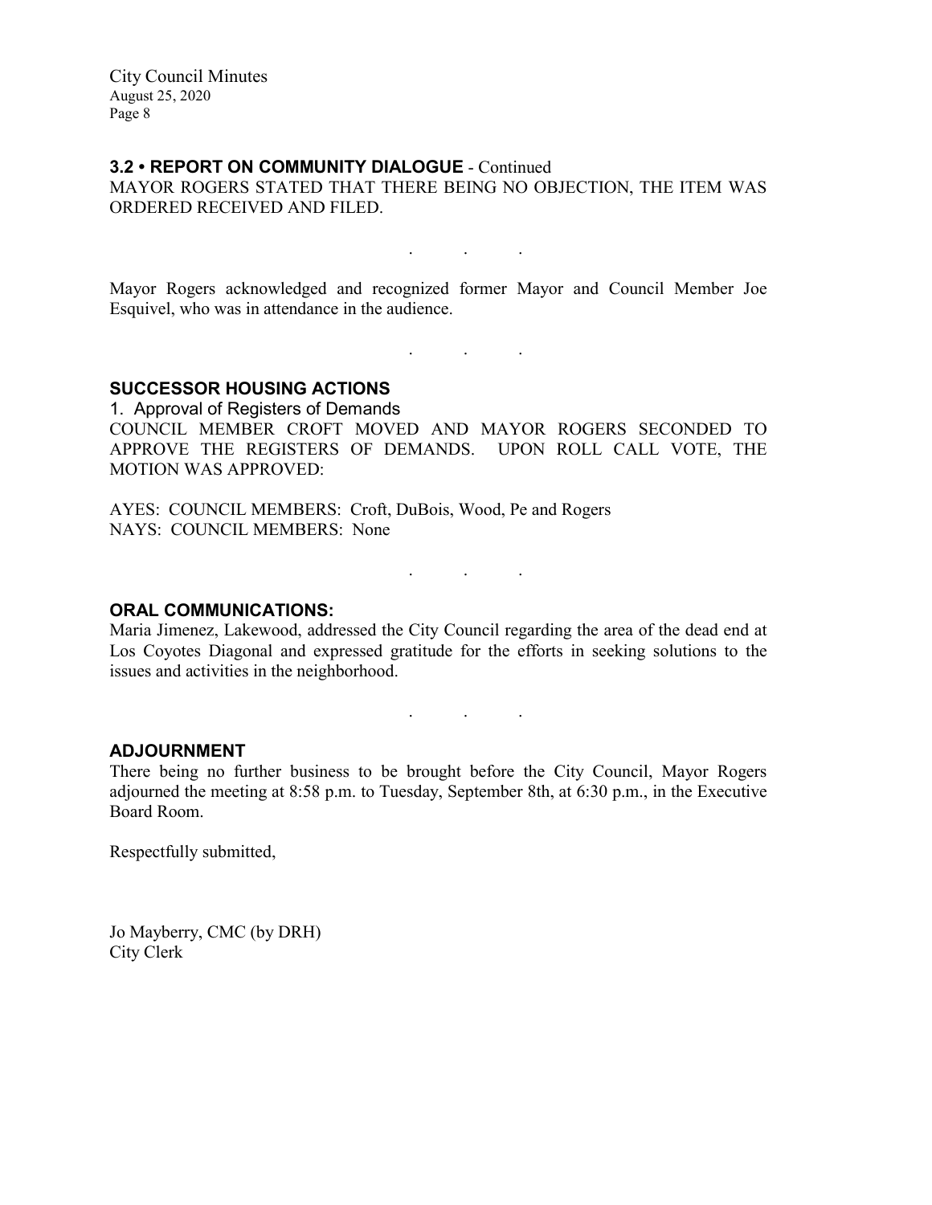### 3.2 • REPORT ON COMMUNITY DIALOGUE - Continued

MAYOR ROGERS STATED THAT THERE BEING NO OBJECTION, THE ITEM WAS ORDERED RECEIVED AND FILED.

. . .

Mayor Rogers acknowledged and recognized former Mayor and Council Member Joe Esquivel, who was in attendance in the audience.

. . .

### SUCCESSOR HOUSING ACTIONS

1. Approval of Registers of Demands

COUNCIL MEMBER CROFT MOVED AND MAYOR ROGERS SECONDED TO APPROVE THE REGISTERS OF DEMANDS. UPON ROLL CALL VOTE, THE MOTION WAS APPROVED:

AYES: COUNCIL MEMBERS: Croft, DuBois, Wood, Pe and Rogers
NAYS: COUNCIL MEMBERS: None

. . .

### ORAL COMMUNICATIONS:

Maria Jimenez, Lakewood, addressed the City Council regarding the area of the dead end at Los Coyotes Diagonal and expressed gratitude for the efforts in seeking solutions to the issues and activities in the neighborhood.

. . .

### ADJOURNMENT

There being no further business to be brought before the City Council, Mayor Rogers adjourned the meeting at 8:58 p.m. to Tuesday, September 8th, at 6:30 p.m., in the Executive Board Room.

Respectfully submitted,

Jo Mayberry, CMC (by DRH)
City Clerk